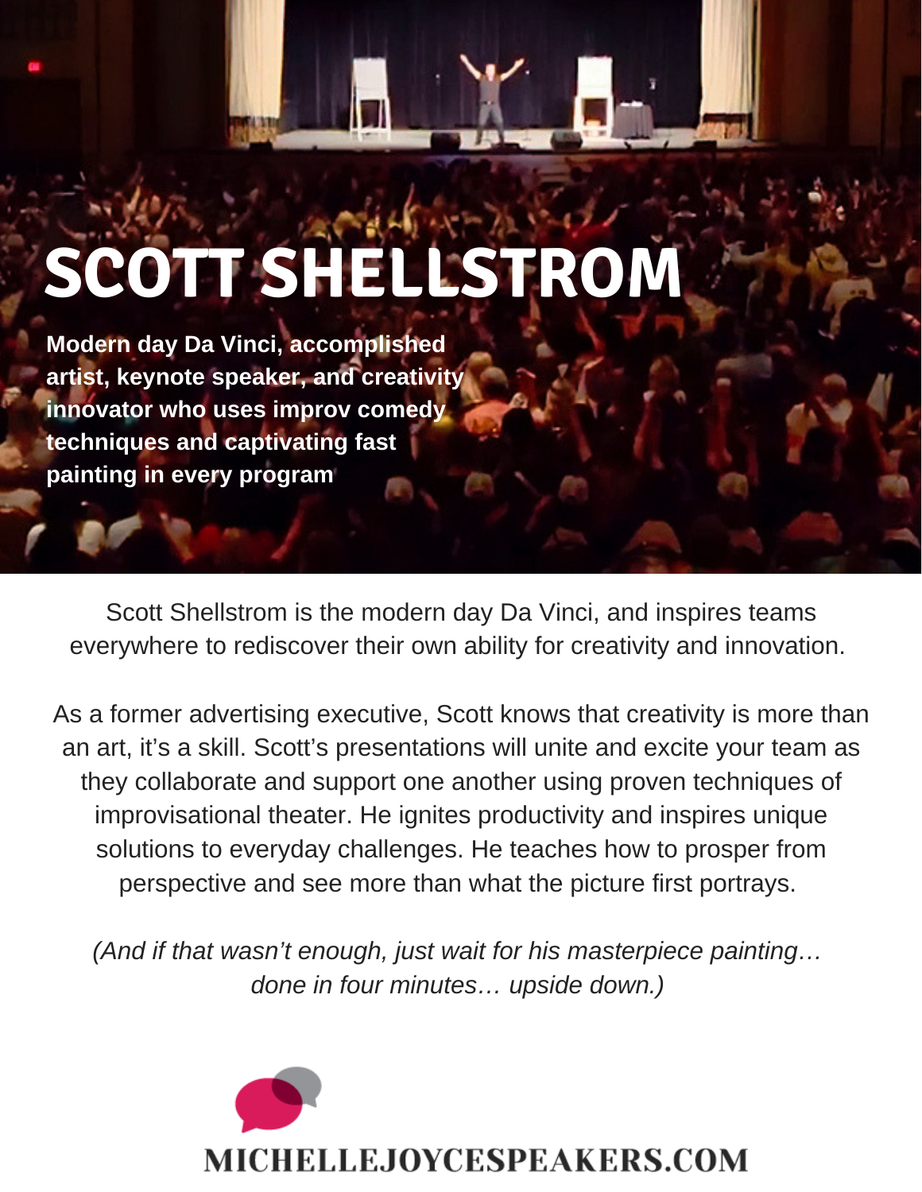# SCOTT SHELLSTROM

**Modern day Da Vinci, accomplished artist, keynote speaker, and creativity innovator who uses improv comedy techniques and captivating fast painting in every program**

Scott Shellstrom is the modern day Da Vinci, and inspires teams everywhere to rediscover their own ability for creativity and innovation.

As a former advertising executive, Scott knows that creativity is more than an art, it's a skill. Scott's presentations will unite and excite your team as they collaborate and support one another using proven techniques of improvisational theater. He ignites productivity and inspires unique solutions to everyday challenges. He teaches how to prosper from perspective and see more than what the picture first portrays.

*(And if that wasn't enough, just wait for his masterpiece painting… done in four minutes… upside down.)*

MICHELLEJOYCESPEAKERS.COM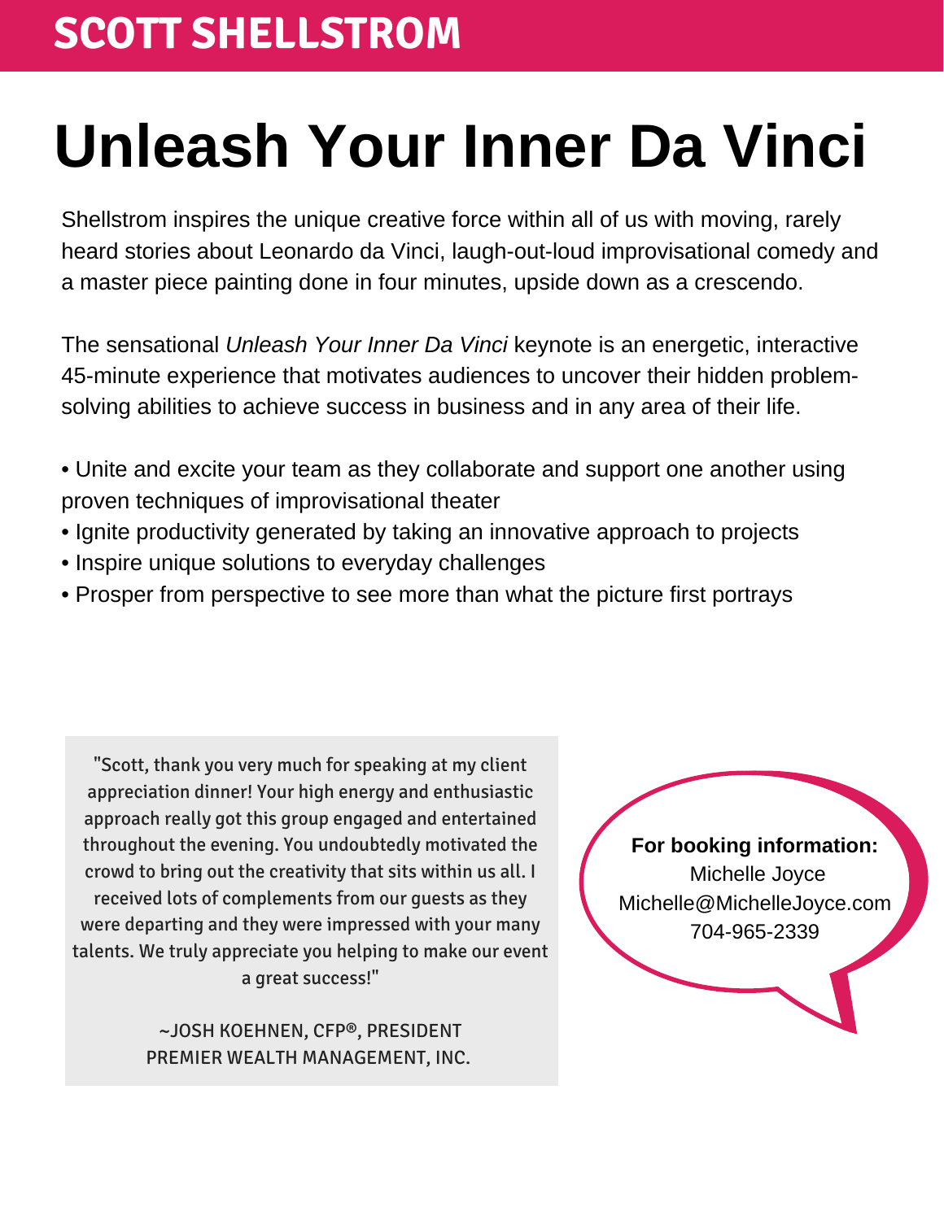## SCOTT SHELLSTROM

# Unleash Your Inner Da Vinci

Shellstrom inspires the unique creative force within all of us with moving, rarely heard stories about Leonardo da Vinci, laugh-out-loud improvisational comedy and a master piece painting done in four minutes, upside down as a crescendo.

The sensational *Unleash Your Inner Da Vinci* keynote is an energetic, interactive 45-minute experience that motivates audiences to uncover their hidden problem-solving abilities to achieve success in business and in any area of their life.

- Unite and excite your team as they collaborate and support one another using proven techniques of improvisational theater
- Ignite productivity generated by taking an innovative approach to projects
- Inspire unique solutions to everyday challenges
- Prosper from perspective to see more than what the picture first portrays

"Scott, thank you very much for speaking at my client appreciation dinner! Your high energy and enthusiastic approach really got this group engaged and entertained throughout the evening. You undoubtedly motivated the crowd to bring out the creativity that sits within us all. I received lots of complements from our guests as they were departing and they were impressed with your many talents. We truly appreciate you helping to make our event a great success!"

~JOSH KOEHNEN, CFP®, PRESIDENT
PREMIER WEALTH MANAGEMENT, INC.

**For booking information:**
Michelle Joyce
Michelle@MichelleJoyce.com
704-965-2339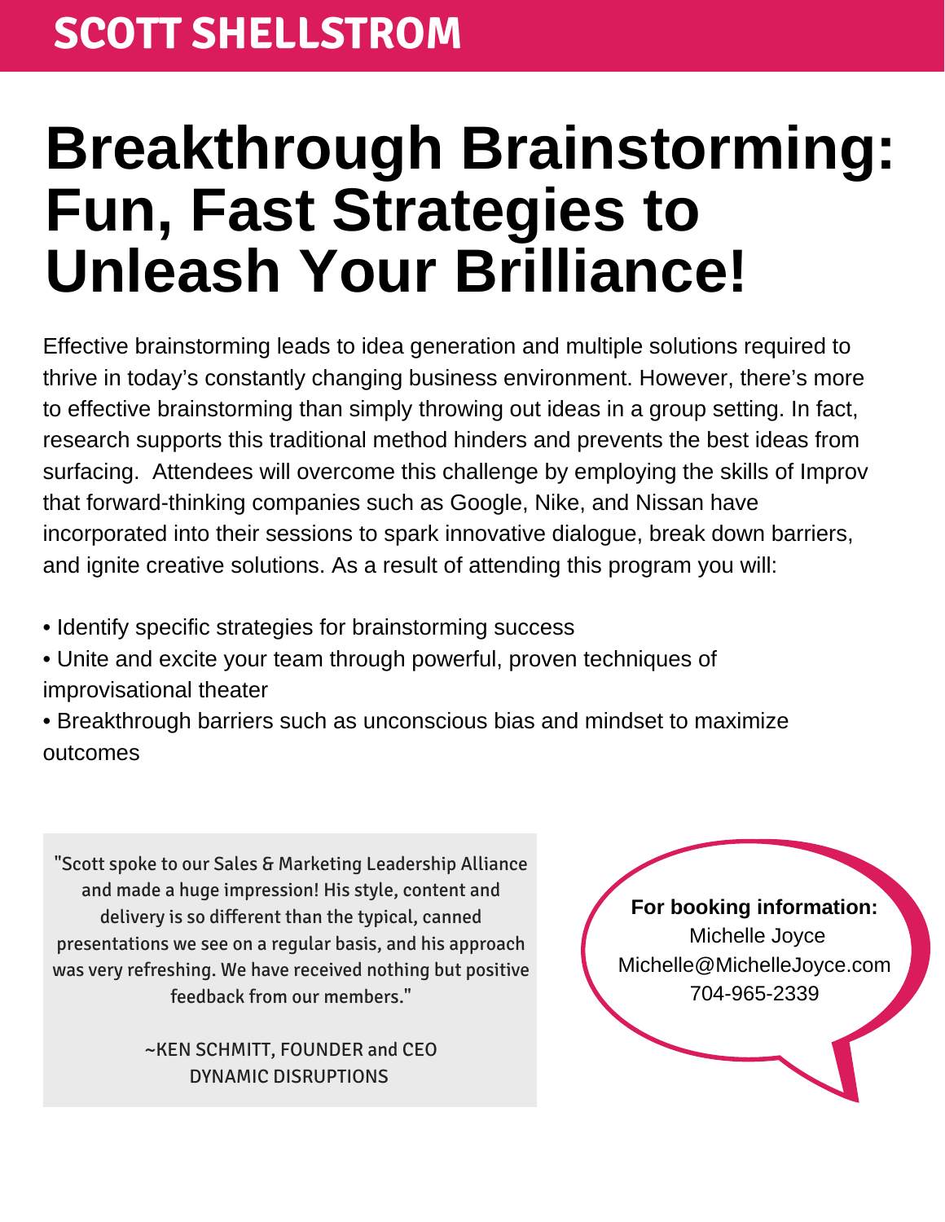## SCOTT SHELLSTROM

# Breakthrough Brainstorming: Fun, Fast Strategies to Unleash Your Brilliance!

Effective brainstorming leads to idea generation and multiple solutions required to thrive in today's constantly changing business environment. However, there's more to effective brainstorming than simply throwing out ideas in a group setting. In fact, research supports this traditional method hinders and prevents the best ideas from surfacing. Attendees will overcome this challenge by employing the skills of Improv that forward-thinking companies such as Google, Nike, and Nissan have incorporated into their sessions to spark innovative dialogue, break down barriers, and ignite creative solutions. As a result of attending this program you will:

- Identify specific strategies for brainstorming success
- Unite and excite your team through powerful, proven techniques of improvisational theater
- Breakthrough barriers such as unconscious bias and mindset to maximize outcomes

"Scott spoke to our Sales & Marketing Leadership Alliance and made a huge impression! His style, content and delivery is so different than the typical, canned presentations we see on a regular basis, and his approach was very refreshing. We have received nothing but positive feedback from our members."

~KEN SCHMITT, FOUNDER and CEO
DYNAMIC DISRUPTIONS

**For booking information:**
Michelle Joyce
Michelle@MichelleJoyce.com
704-965-2339